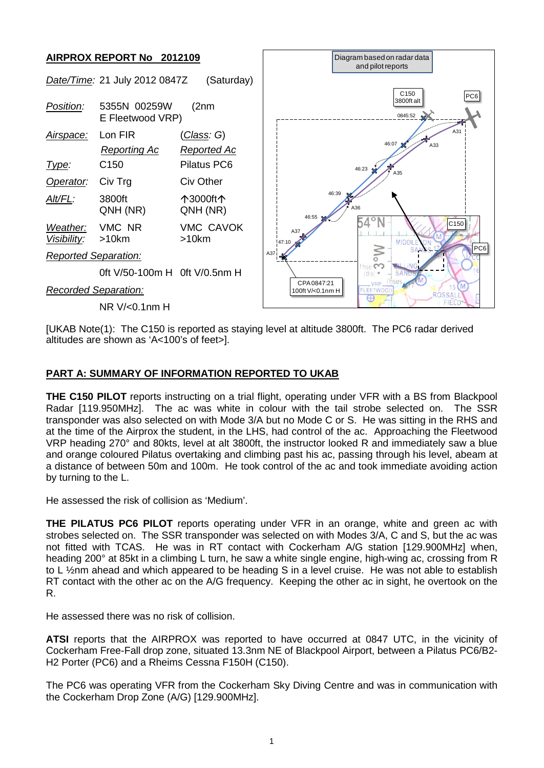## AIRPROX REPORT No 2012109

| | | |
|---|---|---|
| *Date/Time:* | 21 July 2012 0847Z | (Saturday) |
| *Position:* | 5355N 00259W | (2nm E Fleetwood VRP) |
| *Airspace:* | Lon FIR | (*Class*: *G*) |
| | *Reporting Ac* | *Reported Ac* |
| *Type:* | C150 | Pilatus PC6 |
| *Operator:* | Civ Trg | Civ Other |
| *Alt/FL:* | 3800ft QNH (NR) | ↑3000ft↑ QNH (NR) |
| *Weather:* | VMC NR | VMC CAVOK |
| *Visibility:* | >10km | >10km |
| *Reported Separation:* | | |
| | 0ft V/50-100m H | 0ft V/0.5nm H |
| *Recorded Separation:* | | |
| | NR V/<0.1nm H | |

[UKAB Note(1): The C150 is reported as staying level at altitude 3800ft. The PC6 radar derived altitudes are shown as 'A<100's of feet>].

## PART A: SUMMARY OF INFORMATION REPORTED TO UKAB

**THE C150 PILOT** reports instructing on a trial flight, operating under VFR with a BS from Blackpool Radar [119.950MHz]. The ac was white in colour with the tail strobe selected on. The SSR transponder was also selected on with Mode 3/A but no Mode C or S. He was sitting in the RHS and at the time of the Airprox the student, in the LHS, had control of the ac. Approaching the Fleetwood VRP heading 270° and 80kts, level at alt 3800ft, the instructor looked R and immediately saw a blue and orange coloured Pilatus overtaking and climbing past his ac, passing through his level, abeam at a distance of between 50m and 100m. He took control of the ac and took immediate avoiding action by turning to the L.

He assessed the risk of collision as 'Medium'.

**THE PILATUS PC6 PILOT** reports operating under VFR in an orange, white and green ac with strobes selected on. The SSR transponder was selected on with Modes 3/A, C and S, but the ac was not fitted with TCAS. He was in RT contact with Cockerham A/G station [129.900MHz] when, heading 200° at 85kt in a climbing L turn, he saw a white single engine, high-wing ac, crossing from R to L ½nm ahead and which appeared to be heading S in a level cruise. He was not able to establish RT contact with the other ac on the A/G frequency. Keeping the other ac in sight, he overtook on the R.

He assessed there was no risk of collision.

**ATSI** reports that the AIRPROX was reported to have occurred at 0847 UTC, in the vicinity of Cockerham Free-Fall drop zone, situated 13.3nm NE of Blackpool Airport, between a Pilatus PC6/B2-H2 Porter (PC6) and a Rheims Cessna F150H (C150).

The PC6 was operating VFR from the Cockerham Sky Diving Centre and was in communication with the Cockerham Drop Zone (A/G) [129.900MHz].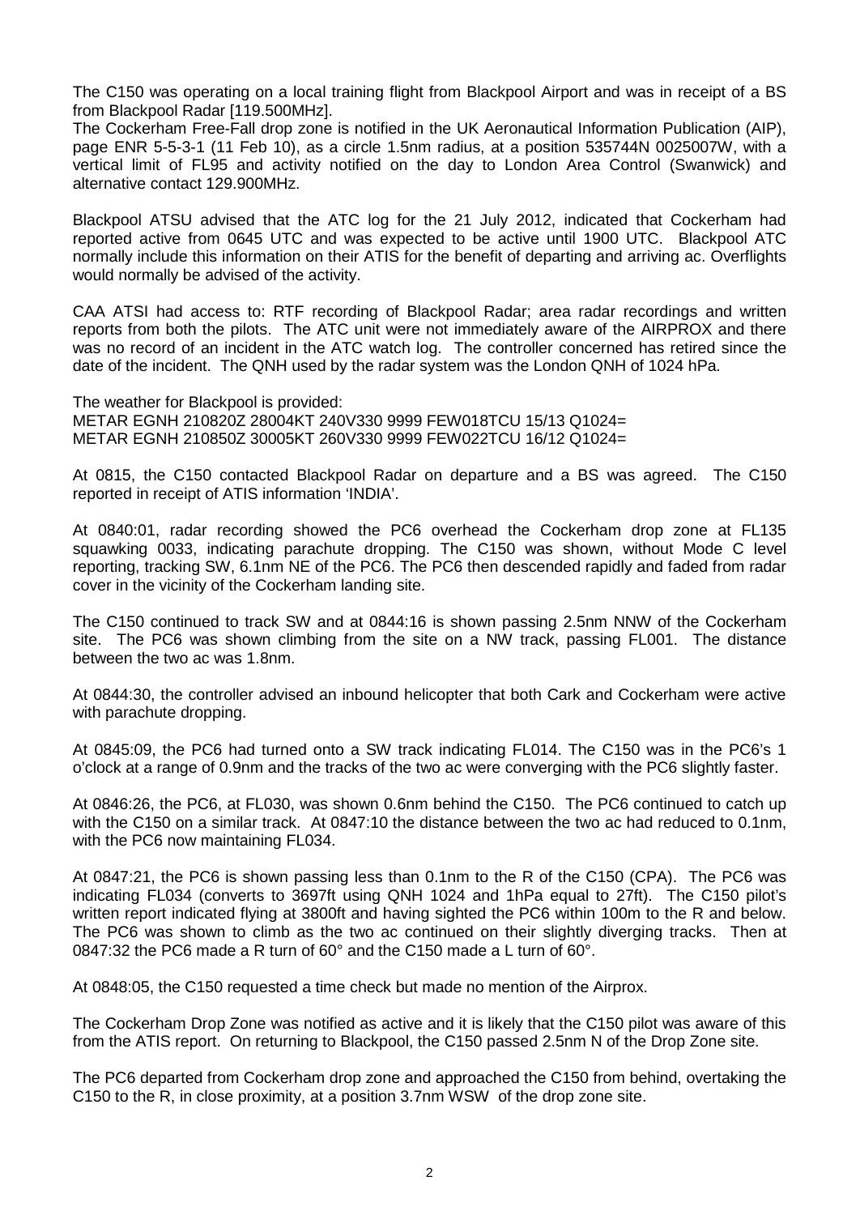The C150 was operating on a local training flight from Blackpool Airport and was in receipt of a BS from Blackpool Radar [119.500MHz].

The Cockerham Free-Fall drop zone is notified in the UK Aeronautical Information Publication (AIP), page ENR 5-5-3-1 (11 Feb 10), as a circle 1.5nm radius, at a position 535744N 0025007W, with a vertical limit of FL95 and activity notified on the day to London Area Control (Swanwick) and alternative contact 129.900MHz.

Blackpool ATSU advised that the ATC log for the 21 July 2012, indicated that Cockerham had reported active from 0645 UTC and was expected to be active until 1900 UTC. Blackpool ATC normally include this information on their ATIS for the benefit of departing and arriving ac. Overflights would normally be advised of the activity.

CAA ATSI had access to: RTF recording of Blackpool Radar; area radar recordings and written reports from both the pilots. The ATC unit were not immediately aware of the AIRPROX and there was no record of an incident in the ATC watch log. The controller concerned has retired since the date of the incident. The QNH used by the radar system was the London QNH of 1024 hPa.

The weather for Blackpool is provided:
METAR EGNH 210820Z 28004KT 240V330 9999 FEW018TCU 15/13 Q1024=
METAR EGNH 210850Z 30005KT 260V330 9999 FEW022TCU 16/12 Q1024=

At 0815, the C150 contacted Blackpool Radar on departure and a BS was agreed. The C150 reported in receipt of ATIS information 'INDIA'.

At 0840:01, radar recording showed the PC6 overhead the Cockerham drop zone at FL135 squawking 0033, indicating parachute dropping. The C150 was shown, without Mode C level reporting, tracking SW, 6.1nm NE of the PC6. The PC6 then descended rapidly and faded from radar cover in the vicinity of the Cockerham landing site.

The C150 continued to track SW and at 0844:16 is shown passing 2.5nm NNW of the Cockerham site. The PC6 was shown climbing from the site on a NW track, passing FL001. The distance between the two ac was 1.8nm.

At 0844:30, the controller advised an inbound helicopter that both Cark and Cockerham were active with parachute dropping.

At 0845:09, the PC6 had turned onto a SW track indicating FL014. The C150 was in the PC6's 1 o'clock at a range of 0.9nm and the tracks of the two ac were converging with the PC6 slightly faster.

At 0846:26, the PC6, at FL030, was shown 0.6nm behind the C150. The PC6 continued to catch up with the C150 on a similar track. At 0847:10 the distance between the two ac had reduced to 0.1nm, with the PC6 now maintaining FL034.

At 0847:21, the PC6 is shown passing less than 0.1nm to the R of the C150 (CPA). The PC6 was indicating FL034 (converts to 3697ft using QNH 1024 and 1hPa equal to 27ft). The C150 pilot's written report indicated flying at 3800ft and having sighted the PC6 within 100m to the R and below. The PC6 was shown to climb as the two ac continued on their slightly diverging tracks. Then at 0847:32 the PC6 made a R turn of 60° and the C150 made a L turn of 60°.

At 0848:05, the C150 requested a time check but made no mention of the Airprox.

The Cockerham Drop Zone was notified as active and it is likely that the C150 pilot was aware of this from the ATIS report. On returning to Blackpool, the C150 passed 2.5nm N of the Drop Zone site.

The PC6 departed from Cockerham drop zone and approached the C150 from behind, overtaking the C150 to the R, in close proximity, at a position 3.7nm WSW of the drop zone site.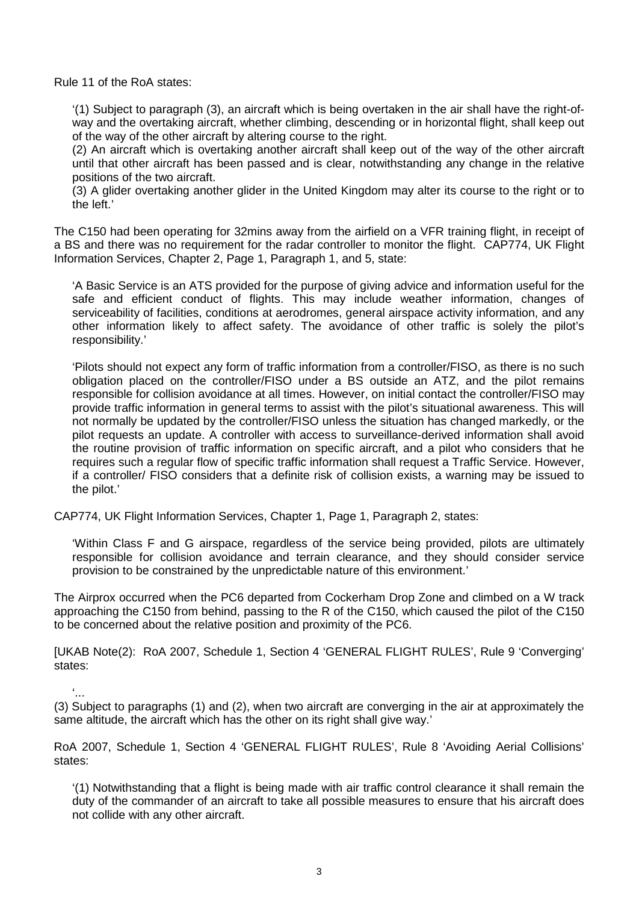Rule 11 of the RoA states:

> '(1) Subject to paragraph (3), an aircraft which is being overtaken in the air shall have the right-of-way and the overtaking aircraft, whether climbing, descending or in horizontal flight, shall keep out of the way of the other aircraft by altering course to the right.
> (2) An aircraft which is overtaking another aircraft shall keep out of the way of the other aircraft until that other aircraft has been passed and is clear, notwithstanding any change in the relative positions of the two aircraft.
> (3) A glider overtaking another glider in the United Kingdom may alter its course to the right or to the left.'

The C150 had been operating for 32mins away from the airfield on a VFR training flight, in receipt of a BS and there was no requirement for the radar controller to monitor the flight. CAP774, UK Flight Information Services, Chapter 2, Page 1, Paragraph 1, and 5, state:

> 'A Basic Service is an ATS provided for the purpose of giving advice and information useful for the safe and efficient conduct of flights. This may include weather information, changes of serviceability of facilities, conditions at aerodromes, general airspace activity information, and any other information likely to affect safety. The avoidance of other traffic is solely the pilot's responsibility.'
>
> 'Pilots should not expect any form of traffic information from a controller/FISO, as there is no such obligation placed on the controller/FISO under a BS outside an ATZ, and the pilot remains responsible for collision avoidance at all times. However, on initial contact the controller/FISO may provide traffic information in general terms to assist with the pilot's situational awareness. This will not normally be updated by the controller/FISO unless the situation has changed markedly, or the pilot requests an update. A controller with access to surveillance-derived information shall avoid the routine provision of traffic information on specific aircraft, and a pilot who considers that he requires such a regular flow of specific traffic information shall request a Traffic Service. However, if a controller/ FISO considers that a definite risk of collision exists, a warning may be issued to the pilot.'

CAP774, UK Flight Information Services, Chapter 1, Page 1, Paragraph 2, states:

> 'Within Class F and G airspace, regardless of the service being provided, pilots are ultimately responsible for collision avoidance and terrain clearance, and they should consider service provision to be constrained by the unpredictable nature of this environment.'

The Airprox occurred when the PC6 departed from Cockerham Drop Zone and climbed on a W track approaching the C150 from behind, passing to the R of the C150, which caused the pilot of the C150 to be concerned about the relative position and proximity of the PC6.

[UKAB Note(2): RoA 2007, Schedule 1, Section 4 'GENERAL FLIGHT RULES', Rule 9 'Converging' states:

> '...
> (3) Subject to paragraphs (1) and (2), when two aircraft are converging in the air at approximately the same altitude, the aircraft which has the other on its right shall give way.'

RoA 2007, Schedule 1, Section 4 'GENERAL FLIGHT RULES', Rule 8 'Avoiding Aerial Collisions' states:

> '(1) Notwithstanding that a flight is being made with air traffic control clearance it shall remain the duty of the commander of an aircraft to take all possible measures to ensure that his aircraft does not collide with any other aircraft.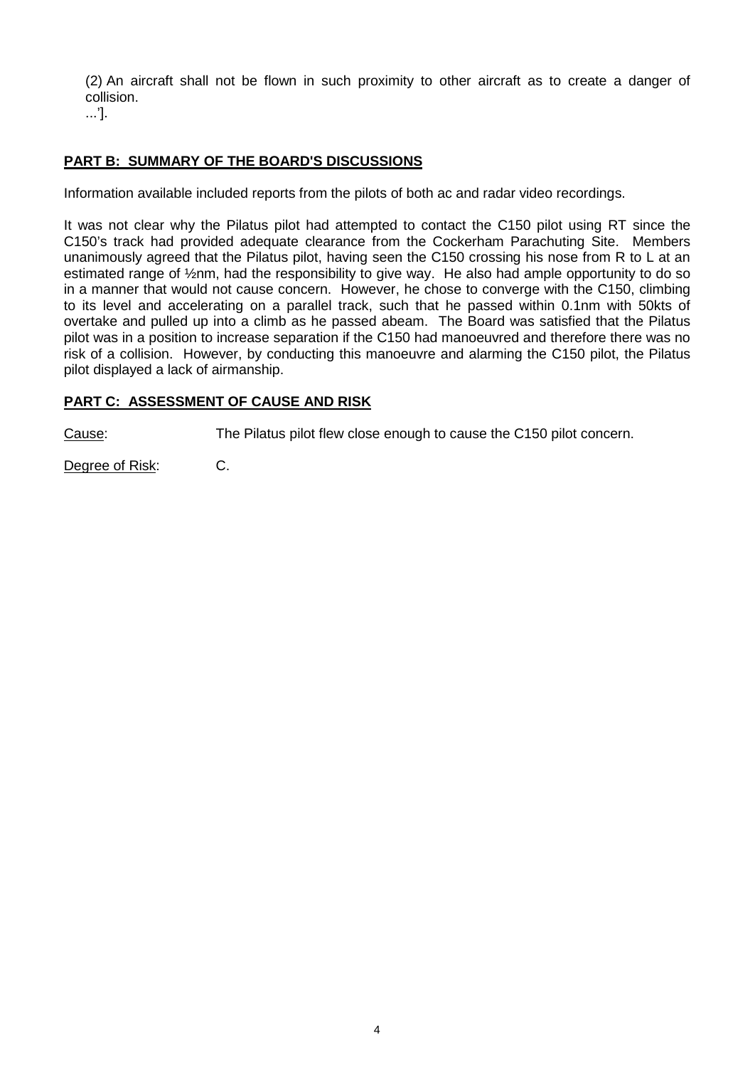(2) An aircraft shall not be flown in such proximity to other aircraft as to create a danger of collision.
...'].

## PART B: SUMMARY OF THE BOARD'S DISCUSSIONS

Information available included reports from the pilots of both ac and radar video recordings.

It was not clear why the Pilatus pilot had attempted to contact the C150 pilot using RT since the C150's track had provided adequate clearance from the Cockerham Parachuting Site. Members unanimously agreed that the Pilatus pilot, having seen the C150 crossing his nose from R to L at an estimated range of ½nm, had the responsibility to give way. He also had ample opportunity to do so in a manner that would not cause concern. However, he chose to converge with the C150, climbing to its level and accelerating on a parallel track, such that he passed within 0.1nm with 50kts of overtake and pulled up into a climb as he passed abeam. The Board was satisfied that the Pilatus pilot was in a position to increase separation if the C150 had manoeuvred and therefore there was no risk of a collision. However, by conducting this manoeuvre and alarming the C150 pilot, the Pilatus pilot displayed a lack of airmanship.

## PART C: ASSESSMENT OF CAUSE AND RISK

Cause: The Pilatus pilot flew close enough to cause the C150 pilot concern.

Degree of Risk: C.